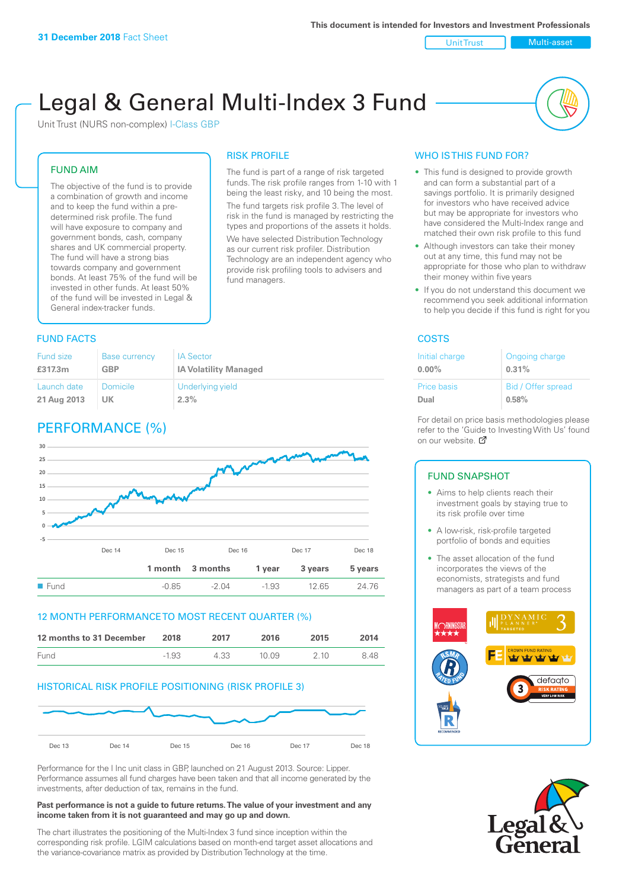**31 December 2018** Fact Sheet

This document is intended for Investors and Investment Professionals

Unit Trust | Multi-asset

# Legal & General Multi-Index 3 Fund

Unit Trust (NURS non-complex) I-Class GBP

## FUND AIM

The objective of the fund is to provide a combination of growth and income and to keep the fund within a pre-determined risk profile. The fund will have exposure to company and government bonds, cash, company shares and UK commercial property. The fund will have a strong bias towards company and government bonds. At least 75% of the fund will be invested in other funds. At least 50% of the fund will be invested in Legal & General index-tracker funds.

## RISK PROFILE

The fund is part of a range of risk targeted funds. The risk profile ranges from 1-10 with 1 being the least risky, and 10 being the most.

The fund targets risk profile 3. The level of risk in the fund is managed by restricting the types and proportions of the assets it holds.

We have selected Distribution Technology as our current risk profiler. Distribution Technology are an independent agency who provide risk profiling tools to advisers and fund managers.

## WHO IS THIS FUND FOR?

- This fund is designed to provide growth and can form a substantial part of a savings portfolio. It is primarily designed for investors who have received advice but may be appropriate for investors who have considered the Multi-Index range and matched their own risk profile to this fund
- Although investors can take their money out at any time, this fund may not be appropriate for those who plan to withdraw their money within five years
- If you do not understand this document we recommend you seek additional information to help you decide if this fund is right for you

## FUND FACTS

| Fund size | Base currency | IA Sector |
|---|---|---|
| **£317.3m** | **GBP** | **IA Volatility Managed** |
| **Launch date** | **Domicile** | **Underlying yield** |
| **21 Aug 2013** | **UK** | **2.3%** |

## COSTS

| Initial charge | Ongoing charge |
|---|---|
| **0.00%** | **0.31%** |
| **Price basis** | **Bid / Offer spread** |
| **Dual** | **0.58%** |

For detail on price basis methodologies please refer to the 'Guide to Investing With Us' found on our website.

## PERFORMANCE (%)

| | 1 month | 3 months | 1 year | 3 years | 5 years |
|---|---|---|---|---|---|
| Fund | -0.85 | -2.04 | -1.93 | 12.65 | 24.76 |

## 12 MONTH PERFORMANCE TO MOST RECENT QUARTER (%)

| 12 months to 31 December | 2018 | 2017 | 2016 | 2015 | 2014 |
|---|---|---|---|---|---|
| Fund | -1.93 | 4.33 | 10.09 | 2.10 | 8.48 |

## HISTORICAL RISK PROFILE POSITIONING (RISK PROFILE 3)

Performance for the I Inc unit class in GBP, launched on 21 August 2013. Source: Lipper. Performance assumes all fund charges have been taken and that all income generated by the investments, after deduction of tax, remains in the fund.

**Past performance is not a guide to future returns. The value of your investment and any income taken from it is not guaranteed and may go up and down.**

The chart illustrates the positioning of the Multi-Index 3 fund since inception within the corresponding risk profile. LGIM calculations based on month-end target asset allocations and the variance-covariance matrix as provided by Distribution Technology at the time.

## FUND SNAPSHOT

- Aims to help clients reach their investment goals by staying true to its risk profile over time
- A low-risk, risk-profile targeted portfolio of bonds and equities
- The asset allocation of the fund incorporates the views of the economists, strategists and fund managers as part of a team process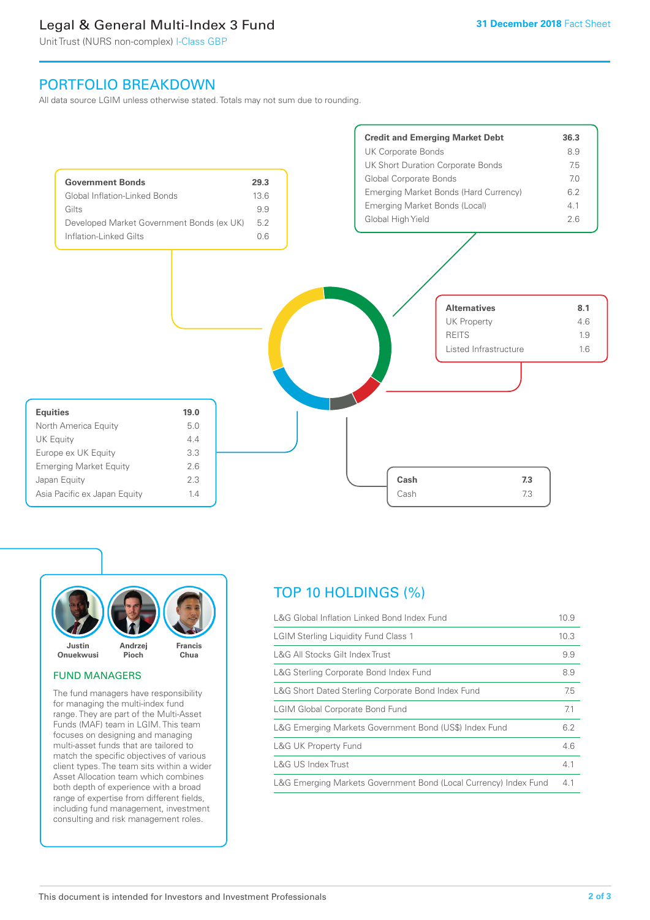# Legal & General Multi-Index 3 Fund

Unit Trust (NURS non-complex) I-Class GBP

**31 December 2018** Fact Sheet

## PORTFOLIO BREAKDOWN

All data source LGIM unless otherwise stated. Totals may not sum due to rounding.

| **Government Bonds** | **29.3** |
|---|---|
| Global Inflation-Linked Bonds | 13.6 |
| Gilts | 9.9 |
| Developed Market Government Bonds (ex UK) | 5.2 |
| Inflation-Linked Gilts | 0.6 |

| **Credit and Emerging Market Debt** | **36.3** |
|---|---|
| UK Corporate Bonds | 8.9 |
| UK Short Duration Corporate Bonds | 7.5 |
| Global Corporate Bonds | 7.0 |
| Emerging Market Bonds (Hard Currency) | 6.2 |
| Emerging Market Bonds (Local) | 4.1 |
| Global High Yield | 2.6 |

| **Alternatives** | **8.1** |
|---|---|
| UK Property | 4.6 |
| REITS | 1.9 |
| Listed Infrastructure | 1.6 |

| **Equities** | **19.0** |
|---|---|
| North America Equity | 5.0 |
| UK Equity | 4.4 |
| Europe ex UK Equity | 3.3 |
| Emerging Market Equity | 2.6 |
| Japan Equity | 2.3 |
| Asia Pacific ex Japan Equity | 1.4 |

| **Cash** | **7.3** |
|---|---|
| Cash | 7.3 |

Justin Onuekwusi, Andrzej Pioch, Francis Chua

## FUND MANAGERS

The fund managers have responsibility for managing the multi-index fund range. They are part of the Multi-Asset Funds (MAF) team in LGIM. This team focuses on designing and managing multi-asset funds that are tailored to match the specific objectives of various client types. The team sits within a wider Asset Allocation team which combines both depth of experience with a broad range of expertise from different fields, including fund management, investment consulting and risk management roles.

## TOP 10 HOLDINGS (%)

| Holding | % |
|---|---|
| L&G Global Inflation Linked Bond Index Fund | 10.9 |
| LGIM Sterling Liquidity Fund Class 1 | 10.3 |
| L&G All Stocks Gilt Index Trust | 9.9 |
| L&G Sterling Corporate Bond Index Fund | 8.9 |
| L&G Short Dated Sterling Corporate Bond Index Fund | 7.5 |
| LGIM Global Corporate Bond Fund | 7.1 |
| L&G Emerging Markets Government Bond (US$) Index Fund | 6.2 |
| L&G UK Property Fund | 4.6 |
| L&G US Index Trust | 4.1 |
| L&G Emerging Markets Government Bond (Local Currency) Index Fund | 4.1 |

This document is intended for Investors and Investment Professionals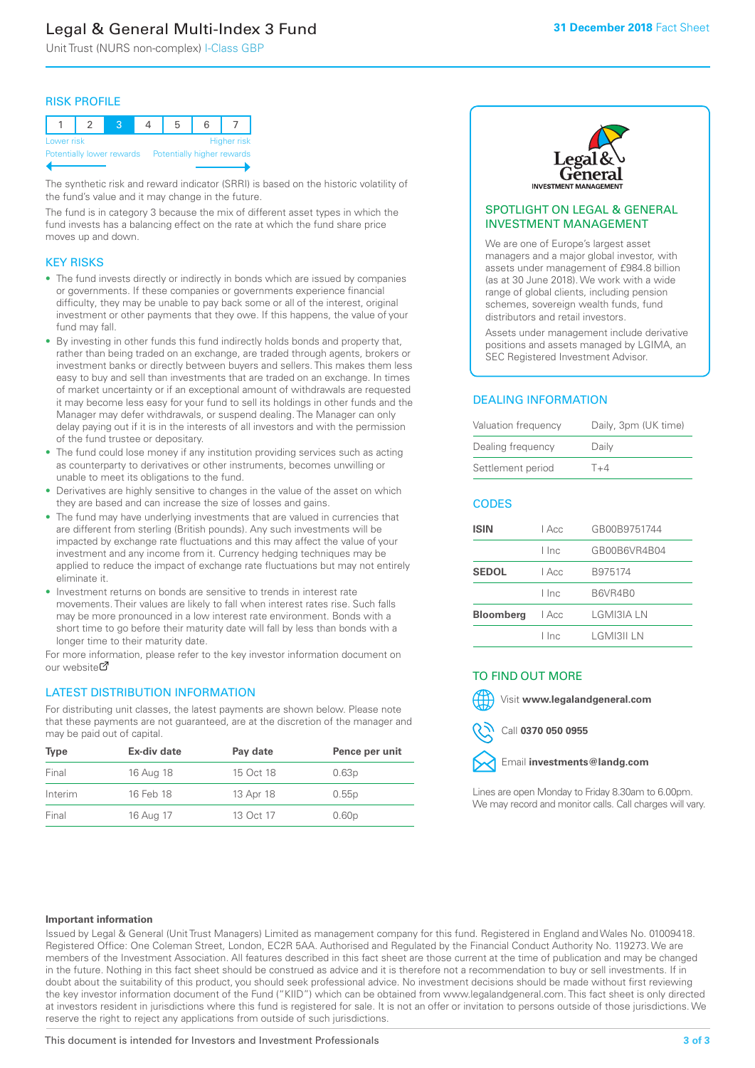# Legal & General Multi-Index 3 Fund

Unit Trust (NURS non-complex) I-Class GBP

31 December 2018 Fact Sheet

## RISK PROFILE

| 1 | 2 | 3 | 4 | 5 | 6 | 7 |
|---|---|---|---|---|---|---|

Lower risk — Higher risk

Potentially lower rewards — Potentially higher rewards

The synthetic risk and reward indicator (SRRI) is based on the historic volatility of the fund's value and it may change in the future.

The fund is in category 3 because the mix of different asset types in which the fund invests has a balancing effect on the rate at which the fund share price moves up and down.

## KEY RISKS

- The fund invests directly or indirectly in bonds which are issued by companies or governments. If these companies or governments experience financial difficulty, they may be unable to pay back some or all of the interest, original investment or other payments that they owe. If this happens, the value of your fund may fall.
- By investing in other funds this fund indirectly holds bonds and property that, rather than being traded on an exchange, are traded through agents, brokers or investment banks or directly between buyers and sellers. This makes them less easy to buy and sell than investments that are traded on an exchange. In times of market uncertainty or if an exceptional amount of withdrawals are requested it may become less easy for your fund to sell its holdings in other funds and the Manager may defer withdrawals, or suspend dealing. The Manager can only delay paying out if it is in the interests of all investors and with the permission of the fund trustee or depositary.
- The fund could lose money if any institution providing services such as acting as counterparty to derivatives or other instruments, becomes unwilling or unable to meet its obligations to the fund.
- Derivatives are highly sensitive to changes in the value of the asset on which they are based and can increase the size of losses and gains.
- The fund may have underlying investments that are valued in currencies that are different from sterling (British pounds). Any such investments will be impacted by exchange rate fluctuations and this may affect the value of your investment and any income from it. Currency hedging techniques may be applied to reduce the impact of exchange rate fluctuations but may not entirely eliminate it.
- Investment returns on bonds are sensitive to trends in interest rate movements. Their values are likely to fall when interest rates rise. Such falls may be more pronounced in a low interest rate environment. Bonds with a short time to go before their maturity date will fall by less than bonds with a longer time to their maturity date.

For more information, please refer to the key investor information document on our website

## LATEST DISTRIBUTION INFORMATION

For distributing unit classes, the latest payments are shown below. Please note that these payments are not guaranteed, are at the discretion of the manager and may be paid out of capital.

| Type | Ex-div date | Pay date | Pence per unit |
|---|---|---|---|
| Final | 16 Aug 18 | 15 Oct 18 | 0.63p |
| Interim | 16 Feb 18 | 13 Apr 18 | 0.55p |
| Final | 16 Aug 17 | 13 Oct 17 | 0.60p |

## SPOTLIGHT ON LEGAL & GENERAL INVESTMENT MANAGEMENT

We are one of Europe's largest asset managers and a major global investor, with assets under management of £984.8 billion (as at 30 June 2018). We work with a wide range of global clients, including pension schemes, sovereign wealth funds, fund distributors and retail investors.

Assets under management include derivative positions and assets managed by LGIMA, an SEC Registered Investment Advisor.

## DEALING INFORMATION

| | |
|---|---|
| Valuation frequency | Daily, 3pm (UK time) |
| Dealing frequency | Daily |
| Settlement period | T+4 |

## CODES

| | | |
|---|---|---|
| **ISIN** | I Acc | GB00B9751744 |
| | I Inc | GB00B6VR4B04 |
| **SEDOL** | I Acc | B975174 |
| | I Inc | B6VR4B0 |
| **Bloomberg** | I Acc | LGMI3IA LN |
| | I Inc | LGMI3II LN |

## TO FIND OUT MORE

Visit **www.legalandgeneral.com**

Call **0370 050 0955**

Email **investments@landg.com**

Lines are open Monday to Friday 8.30am to 6.00pm. We may record and monitor calls. Call charges will vary.

**Important information**

Issued by Legal & General (Unit Trust Managers) Limited as management company for this fund. Registered in England and Wales No. 01009418. Registered Office: One Coleman Street, London, EC2R 5AA. Authorised and Regulated by the Financial Conduct Authority No. 119273. We are members of the Investment Association. All features described in this fact sheet are those current at the time of publication and may be changed in the future. Nothing in this fact sheet should be construed as advice and it is therefore not a recommendation to buy or sell investments. If in doubt about the suitability of this product, you should seek professional advice. No investment decisions should be made without first reviewing the key investor information document of the Fund ("KIID") which can be obtained from www.legalandgeneral.com. This fact sheet is only directed at investors resident in jurisdictions where this fund is registered for sale. It is not an offer or invitation to persons outside of those jurisdictions. We reserve the right to reject any applications from outside of such jurisdictions.

This document is intended for Investors and Investment Professionals